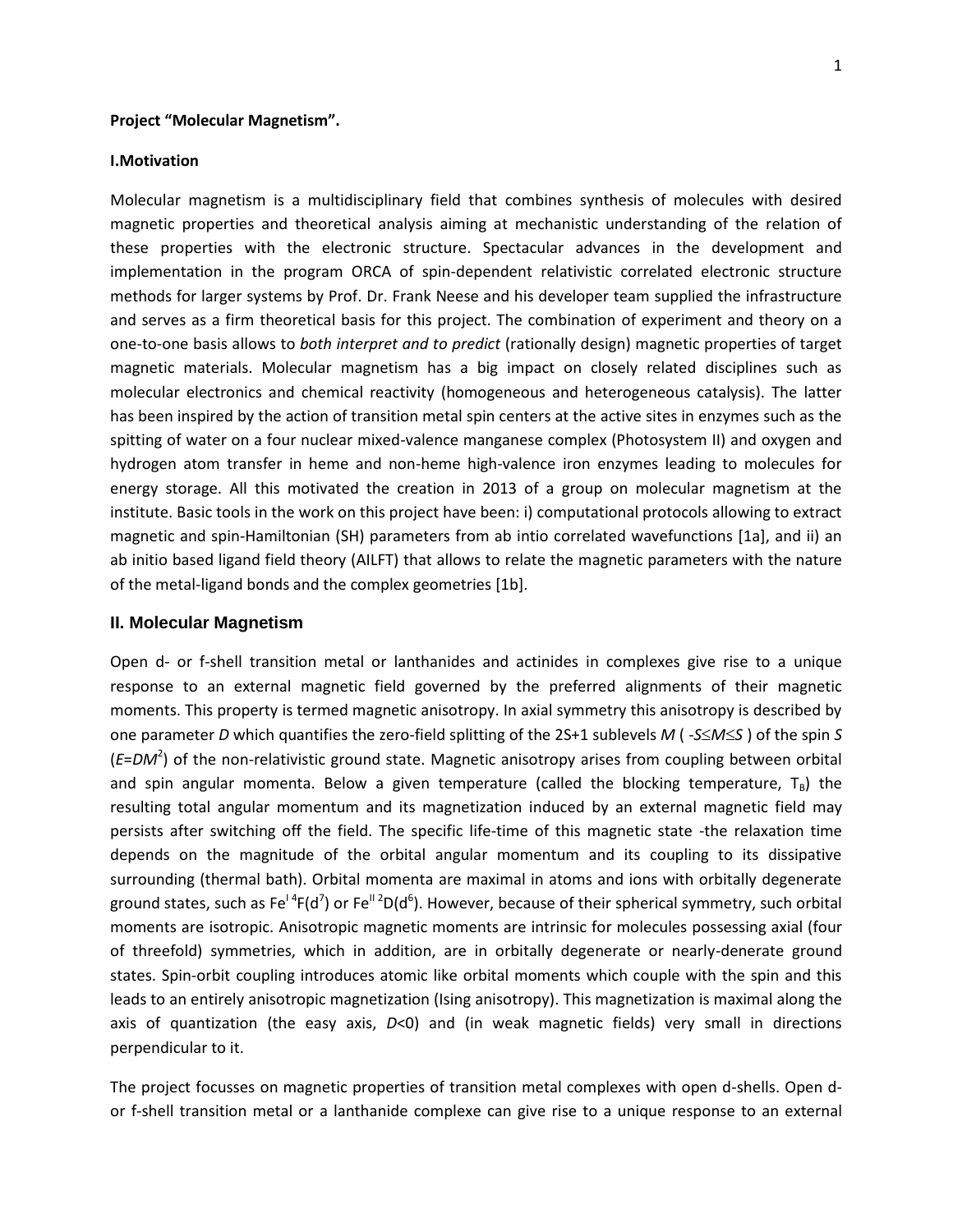**Project "Molecular Magnetism".**

**I.Motivation**

Molecular magnetism is a multidisciplinary field that combines synthesis of molecules with desired magnetic properties and theoretical analysis aiming at mechanistic understanding of the relation of these properties with the electronic structure. Spectacular advances in the development and implementation in the program ORCA of spin-dependent relativistic correlated electronic structure methods for larger systems by Prof. Dr. Frank Neese and his developer team supplied the infrastructure and serves as a firm theoretical basis for this project. The combination of experiment and theory on a one-to-one basis allows to *both interpret and to predict* (rationally design) magnetic properties of target magnetic materials. Molecular magnetism has a big impact on closely related disciplines such as molecular electronics and chemical reactivity (homogeneous and heterogeneous catalysis). The latter has been inspired by the action of transition metal spin centers at the active sites in enzymes such as the spitting of water on a four nuclear mixed-valence manganese complex (Photosystem II) and oxygen and hydrogen atom transfer in heme and non-heme high-valence iron enzymes leading to molecules for energy storage. All this motivated the creation in 2013 of a group on molecular magnetism at the institute. Basic tools in the work on this project have been: i) computational protocols allowing to extract magnetic and spin-Hamiltonian (SH) parameters from ab intio correlated wavefunctions [1a], and ii) an ab initio based ligand field theory (AILFT) that allows to relate the magnetic parameters with the nature of the metal-ligand bonds and the complex geometries [1b].

## II. Molecular Magnetism

Open d- or f-shell transition metal or lanthanides and actinides in complexes give rise to a unique response to an external magnetic field governed by the preferred alignments of their magnetic moments. This property is termed magnetic anisotropy. In axial symmetry this anisotropy is described by one parameter *D* which quantifies the zero-field splitting of the 2S+1 sublevels *M* ( $-S \leq M \leq S$ ) of the spin *S* ($E=DM^2$) of the non-relativistic ground state. Magnetic anisotropy arises from coupling between orbital and spin angular momenta. Below a given temperature (called the blocking temperature, $T_B$) the resulting total angular momentum and its magnetization induced by an external magnetic field may persists after switching off the field. The specific life-time of this magnetic state -the relaxation time depends on the magnitude of the orbital angular momentum and its coupling to its dissipative surrounding (thermal bath). Orbital momenta are maximal in atoms and ions with orbitally degenerate ground states, such as $Fe^{I}$ $^4F(d^7)$ or $Fe^{II}$ $^2D(d^6)$. However, because of their spherical symmetry, such orbital moments are isotropic. Anisotropic magnetic moments are intrinsic for molecules possessing axial (four of threefold) symmetries, which in addition, are in orbitally degenerate or nearly-denerate ground states. Spin-orbit coupling introduces atomic like orbital moments which couple with the spin and this leads to an entirely anisotropic magnetization (Ising anisotropy). This magnetization is maximal along the axis of quantization (the easy axis, *D*<0) and (in weak magnetic fields) very small in directions perpendicular to it.

The project focusses on magnetic properties of transition metal complexes with open d-shells. Open d- or f-shell transition metal or a lanthanide complexe can give rise to a unique response to an external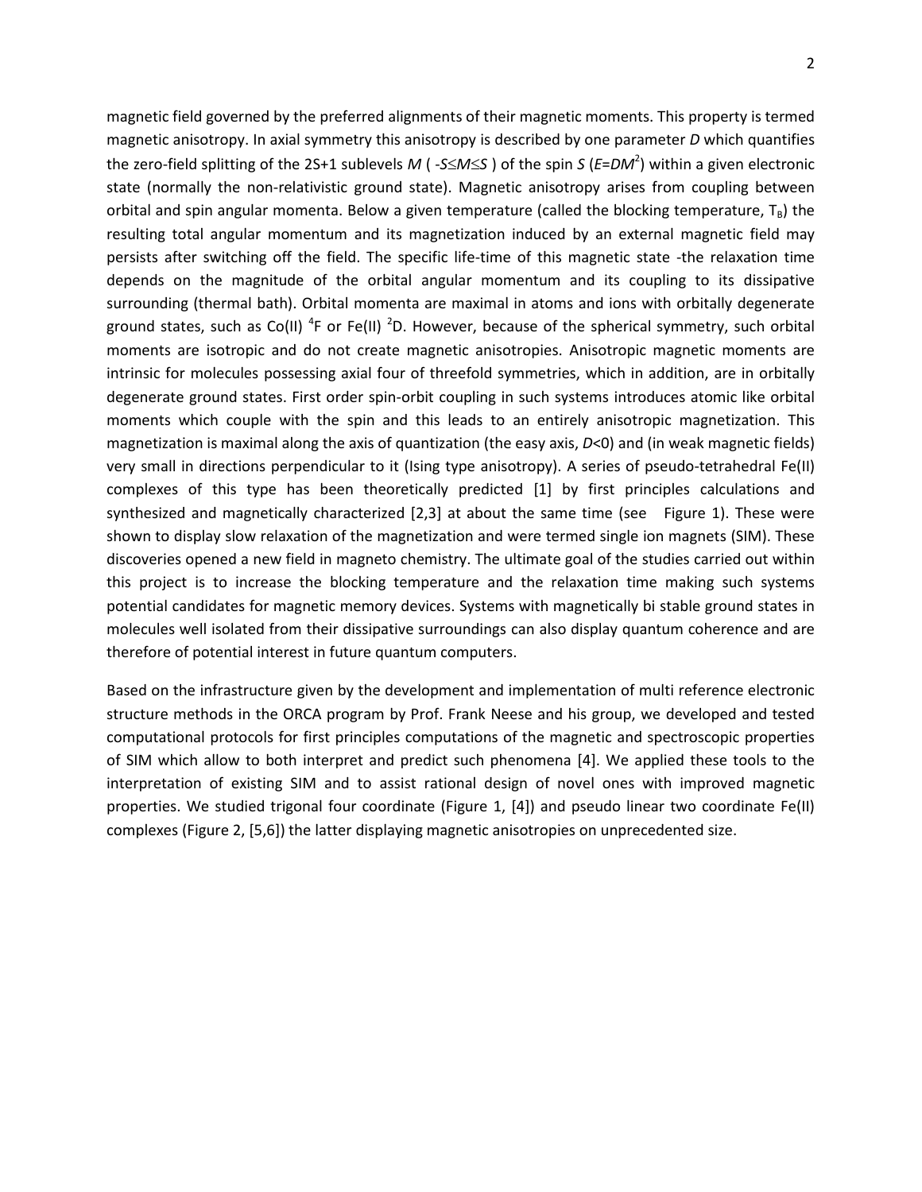magnetic field governed by the preferred alignments of their magnetic moments. This property is termed magnetic anisotropy. In axial symmetry this anisotropy is described by one parameter *D* which quantifies the zero-field splitting of the 2S+1 sublevels *M* ( $-S \leq M \leq S$ ) of the spin *S* ($E=DM^2$) within a given electronic state (normally the non-relativistic ground state). Magnetic anisotropy arises from coupling between orbital and spin angular momenta. Below a given temperature (called the blocking temperature, $T_B$) the resulting total angular momentum and its magnetization induced by an external magnetic field may persists after switching off the field. The specific life-time of this magnetic state -the relaxation time depends on the magnitude of the orbital angular momentum and its coupling to its dissipative surrounding (thermal bath). Orbital momenta are maximal in atoms and ions with orbitally degenerate ground states, such as Co(II) $^4F$ or Fe(II) $^2D$. However, because of the spherical symmetry, such orbital moments are isotropic and do not create magnetic anisotropies. Anisotropic magnetic moments are intrinsic for molecules possessing axial four of threefold symmetries, which in addition, are in orbitally degenerate ground states. First order spin-orbit coupling in such systems introduces atomic like orbital moments which couple with the spin and this leads to an entirely anisotropic magnetization. This magnetization is maximal along the axis of quantization (the easy axis, $D<0$) and (in weak magnetic fields) very small in directions perpendicular to it (Ising type anisotropy). A series of pseudo-tetrahedral Fe(II) complexes of this type has been theoretically predicted [1] by first principles calculations and synthesized and magnetically characterized [2,3] at about the same time (see Figure 1). These were shown to display slow relaxation of the magnetization and were termed single ion magnets (SIM). These discoveries opened a new field in magneto chemistry. The ultimate goal of the studies carried out within this project is to increase the blocking temperature and the relaxation time making such systems potential candidates for magnetic memory devices. Systems with magnetically bi stable ground states in molecules well isolated from their dissipative surroundings can also display quantum coherence and are therefore of potential interest in future quantum computers.

Based on the infrastructure given by the development and implementation of multi reference electronic structure methods in the ORCA program by Prof. Frank Neese and his group, we developed and tested computational protocols for first principles computations of the magnetic and spectroscopic properties of SIM which allow to both interpret and predict such phenomena [4]. We applied these tools to the interpretation of existing SIM and to assist rational design of novel ones with improved magnetic properties. We studied trigonal four coordinate (Figure 1, [4]) and pseudo linear two coordinate Fe(II) complexes (Figure 2, [5,6]) the latter displaying magnetic anisotropies on unprecedented size.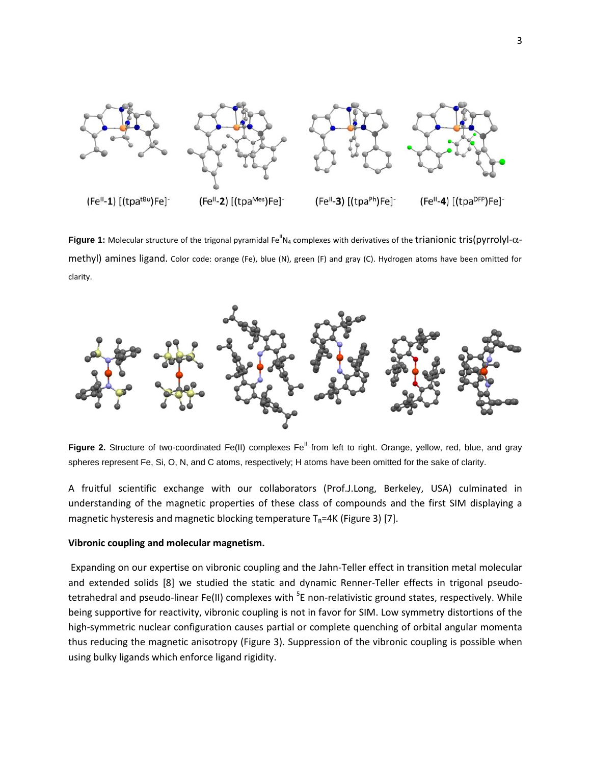(Fe$^{II}$-**1**) [(tpa$^{tBu}$)Fe]$^-$ (Fe$^{II}$-**2**) [(tpa$^{Mes}$)Fe]$^-$ (Fe$^{II}$-**3**) [(tpa$^{Ph}$)Fe]$^-$ (Fe$^{II}$-**4**) [(tpa$^{DFP}$)Fe]$^-$

**Figure 1:** Molecular structure of the trigonal pyramidal $Fe^{II}N_4$ complexes with derivatives of the trianionic tris(pyrrolyl-$\alpha$-methyl) amines ligand. Color code: orange (Fe), blue (N), green (F) and gray (C). Hydrogen atoms have been omitted for clarity.

**Figure 2.** Structure of two-coordinated Fe(II) complexes $Fe^{II}$ from left to right. Orange, yellow, red, blue, and gray spheres represent Fe, Si, O, N, and C atoms, respectively; H atoms have been omitted for the sake of clarity.

A fruitful scientific exchange with our collaborators (Prof.J.Long, Berkeley, USA) culminated in understanding of the magnetic properties of these class of compounds and the first SIM displaying a magnetic hysteresis and magnetic blocking temperature $T_B$=4K (Figure 3) [7].

**Vibronic coupling and molecular magnetism.**

Expanding on our expertise on vibronic coupling and the Jahn-Teller effect in transition metal molecular and extended solids [8] we studied the static and dynamic Renner-Teller effects in trigonal pseudo-tetrahedral and pseudo-linear Fe(II) complexes with $^5E$ non-relativistic ground states, respectively. While being supportive for reactivity, vibronic coupling is not in favor for SIM. Low symmetry distortions of the high-symmetric nuclear configuration causes partial or complete quenching of orbital angular momenta thus reducing the magnetic anisotropy (Figure 3). Suppression of the vibronic coupling is possible when using bulky ligands which enforce ligand rigidity.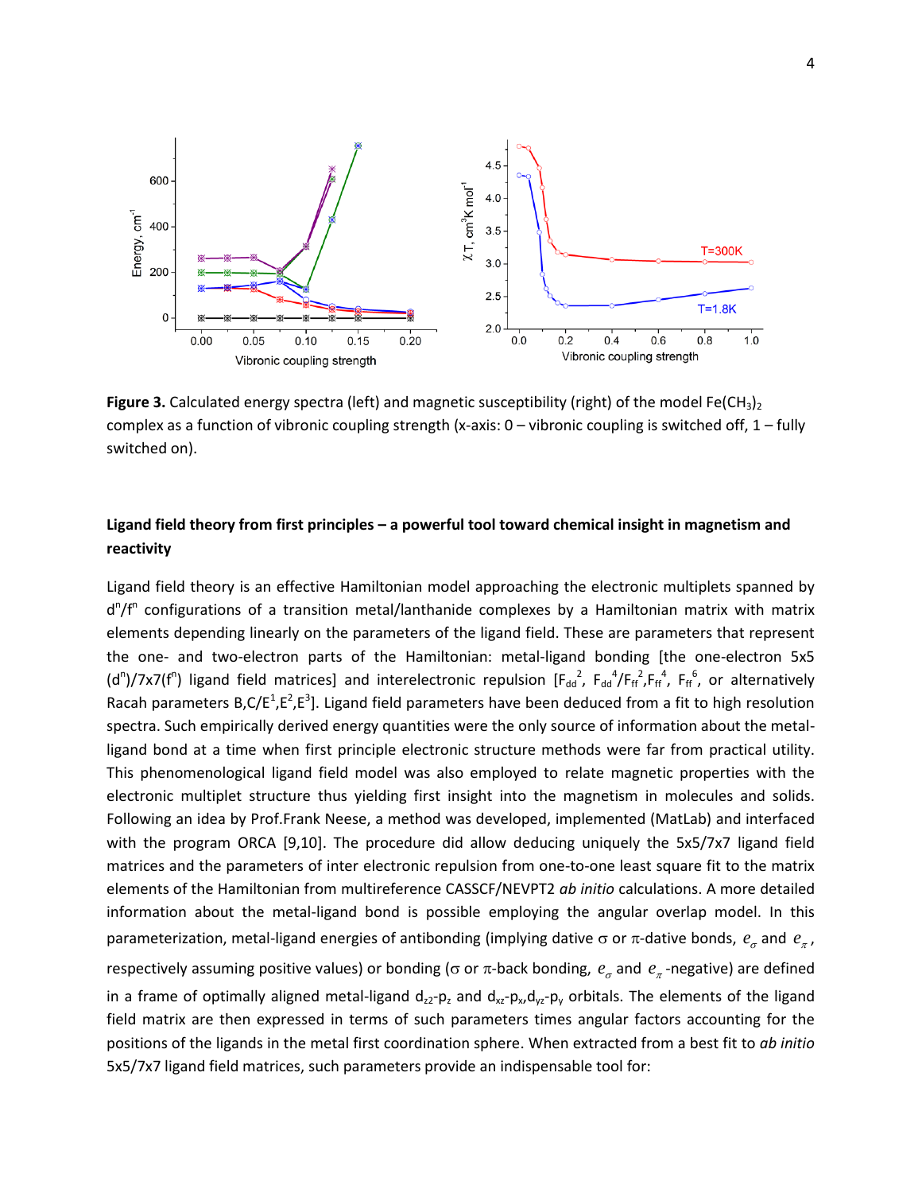**Figure 3.** Calculated energy spectra (left) and magnetic susceptibility (right) of the model $Fe(CH_3)_2$ complex as a function of vibronic coupling strength (x-axis: 0 – vibronic coupling is switched off, 1 – fully switched on).

**Ligand field theory from first principles – a powerful tool toward chemical insight in magnetism and reactivity**

Ligand field theory is an effective Hamiltonian model approaching the electronic multiplets spanned by $d^n/f^n$ configurations of a transition metal/lanthanide complexes by a Hamiltonian matrix with matrix elements depending linearly on the parameters of the ligand field. These are parameters that represent the one- and two-electron parts of the Hamiltonian: metal-ligand bonding [the one-electron 5x5 ($d^n$)/7x7($f^n$) ligand field matrices] and interelectronic repulsion [$F_{dd}^2$, $F_{dd}^4$/$F_{ff}^2$,$F_{ff}^4$, $F_{ff}^6$, or alternatively Racah parameters B,C/$E^1$,$E^2$,$E^3$]. Ligand field parameters have been deduced from a fit to high resolution spectra. Such empirically derived energy quantities were the only source of information about the metal-ligand bond at a time when first principle electronic structure methods were far from practical utility. This phenomenological ligand field model was also employed to relate magnetic properties with the electronic multiplet structure thus yielding first insight into the magnetism in molecules and solids. Following an idea by Prof.Frank Neese, a method was developed, implemented (MatLab) and interfaced with the program ORCA [9,10]. The procedure did allow deducing uniquely the 5x5/7x7 ligand field matrices and the parameters of inter electronic repulsion from one-to-one least square fit to the matrix elements of the Hamiltonian from multireference CASSCF/NEVPT2 *ab initio* calculations. A more detailed information about the metal-ligand bond is possible employing the angular overlap model. In this parameterization, metal-ligand energies of antibonding (implying dative σ or π-dative bonds, $e_\sigma$ and $e_\pi$, respectively assuming positive values) or bonding (σ or π-back bonding, $e_\sigma$ and $e_\pi$-negative) are defined in a frame of optimally aligned metal-ligand $d_{z2}$-$p_z$ and $d_{xz}$-$p_x$,$d_{yz}$-$p_y$ orbitals. The elements of the ligand field matrix are then expressed in terms of such parameters times angular factors accounting for the positions of the ligands in the metal first coordination sphere. When extracted from a best fit to *ab initio* 5x5/7x7 ligand field matrices, such parameters provide an indispensable tool for: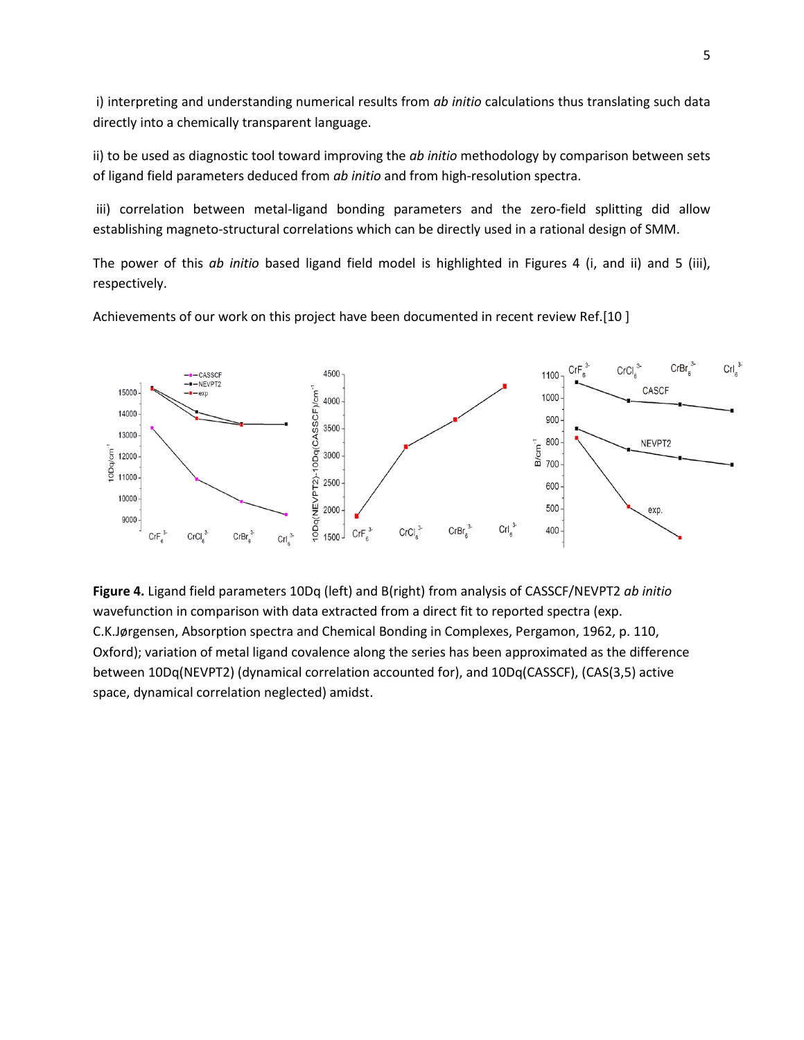i) interpreting and understanding numerical results from *ab initio* calculations thus translating such data directly into a chemically transparent language.

ii) to be used as diagnostic tool toward improving the *ab initio* methodology by comparison between sets of ligand field parameters deduced from *ab initio* and from high-resolution spectra.

iii) correlation between metal-ligand bonding parameters and the zero-field splitting did allow establishing magneto-structural correlations which can be directly used in a rational design of SMM.

The power of this *ab initio* based ligand field model is highlighted in Figures 4 (i, and ii) and 5 (iii), respectively.

Achievements of our work on this project have been documented in recent review Ref.[10 ]

**Figure 4.** Ligand field parameters 10Dq (left) and B(right) from analysis of CASSCF/NEVPT2 *ab initio* wavefunction in comparison with data extracted from a direct fit to reported spectra (exp. C.K.Jørgensen, Absorption spectra and Chemical Bonding in Complexes, Pergamon, 1962, p. 110, Oxford); variation of metal ligand covalence along the series has been approximated as the difference between 10Dq(NEVPT2) (dynamical correlation accounted for), and 10Dq(CASSCF), (CAS(3,5) active space, dynamical correlation neglected) amidst.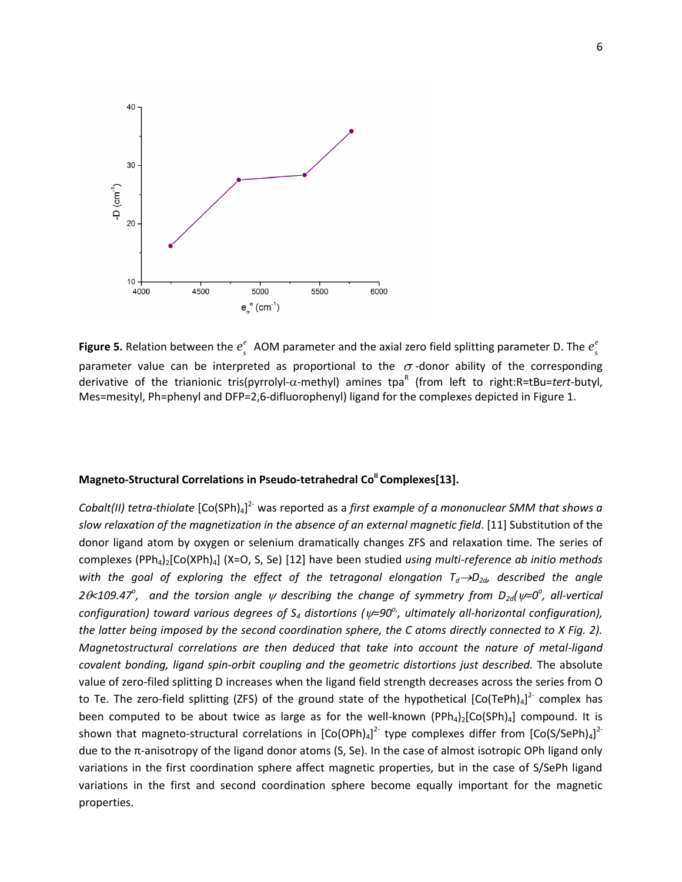**Figure 5.** Relation between the $e_s^e$ AOM parameter and the axial zero field splitting parameter D. The $e_s^e$ parameter value can be interpreted as proportional to the $\sigma$-donor ability of the corresponding derivative of the trianionic tris(pyrrolyl-$\alpha$-methyl) amines tpa[R] (from left to right:R=tBu=*tert*-butyl, Mes=mesityl, Ph=phenyl and DFP=2,6-difluorophenyl) ligand for the complexes depicted in Figure 1.

**Magneto-Structural Correlations in Pseudo-tetrahedral Co$^{II}$ Complexes[13].**

*Cobalt(II) tetra-thiolate* $[Co(SPh)_4]^{2-}$ was reported as a *first example of a mononuclear SMM that shows a slow relaxation of the magnetization in the absence of an external magnetic field*. [11] Substitution of the donor ligand atom by oxygen or selenium dramatically changes ZFS and relaxation time. The series of complexes $(PPh_4)_2[Co(XPh)_4]$ (X=O, S, Se) [12] have been studied *using multi-reference ab initio methods with the goal of exploring the effect of the tetragonal elongation $T_d \rightarrow D_{2d}$, described the angle $2\theta < 109.47^o$, and the torsion angle $\psi$ describing the change of symmetry from $D_{2d}$($\psi$=0$^o$, all-vertical configuration) toward various degrees of $S_4$ distortions ($\psi$=90$^o$, ultimately all-horizontal configuration), the latter being imposed by the second coordination sphere, the C atoms directly connected to X Fig. 2). Magnetostructural correlations are then deduced that take into account the nature of metal-ligand covalent bonding, ligand spin-orbit coupling and the geometric distortions just described.* The absolute value of zero-filed splitting D increases when the ligand field strength decreases across the series from O to Te. The zero-field splitting (ZFS) of the ground state of the hypothetical $[Co(TePh)_4]^{2-}$ complex has been computed to be about twice as large as for the well-known $(PPh_4)_2[Co(SPh)_4]$ compound. It is shown that magneto-structural correlations in $[Co(OPh)_4]^{2-}$ type complexes differ from $[Co(S/SePh)_4]^{2-}$ due to the π-anisotropy of the ligand donor atoms (S, Se). In the case of almost isotropic OPh ligand only variations in the first coordination sphere affect magnetic properties, but in the case of S/SePh ligand variations in the first and second coordination sphere become equally important for the magnetic properties.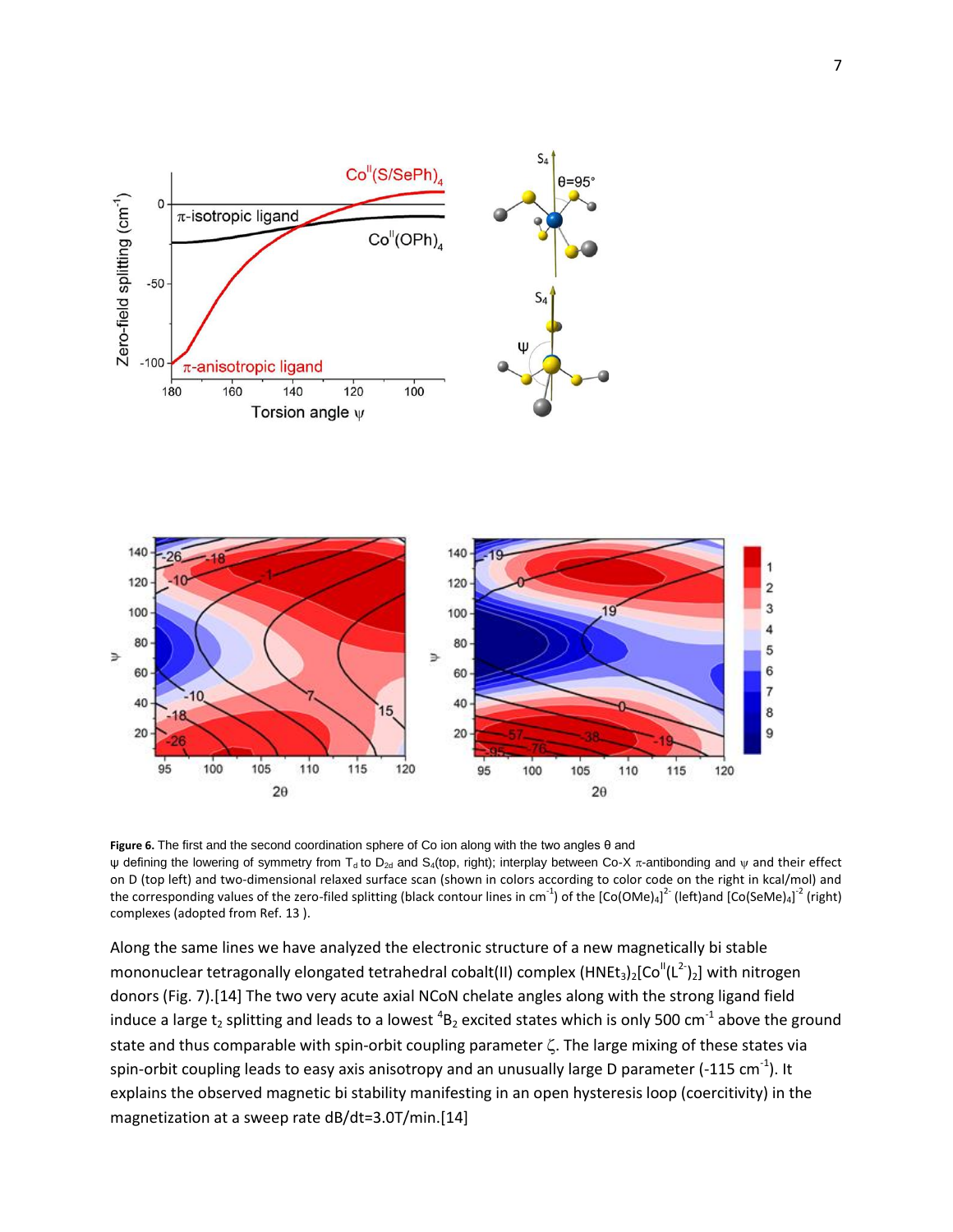**Figure 6.** The first and the second coordination sphere of Co ion along with the two angles θ and ψ defining the lowering of symmetry from $T_d$ to $D_{2d}$ and $S_4$(top, right); interplay between Co-X π-antibonding and ψ and their effect on D (top left) and two-dimensional relaxed surface scan (shown in colors according to color code on the right in kcal/mol) and the corresponding values of the zero-filed splitting (black contour lines in $cm^{-1}$) of the $[Co(OMe)_4]^{2-}$ (left)and $[Co(SeMe)_4]^{-2}$ (right) complexes (adopted from Ref. 13 ).

Along the same lines we have analyzed the electronic structure of a new magnetically bi stable mononuclear tetragonally elongated tetrahedral cobalt(II) complex $(HNEt_3)_2[Co^{II}(L^{2-})_2]$ with nitrogen donors (Fig. 7).[14] The two very acute axial NCoN chelate angles along with the strong ligand field induce a large $t_2$ splitting and leads to a lowest $^4B_2$ excited states which is only 500 $cm^{-1}$ above the ground state and thus comparable with spin-orbit coupling parameter $\zeta$. The large mixing of these states via spin-orbit coupling leads to easy axis anisotropy and an unusually large D parameter (-115 $cm^{-1}$). It explains the observed magnetic bi stability manifesting in an open hysteresis loop (coercitivity) in the magnetization at a sweep rate dB/dt=3.0T/min.[14]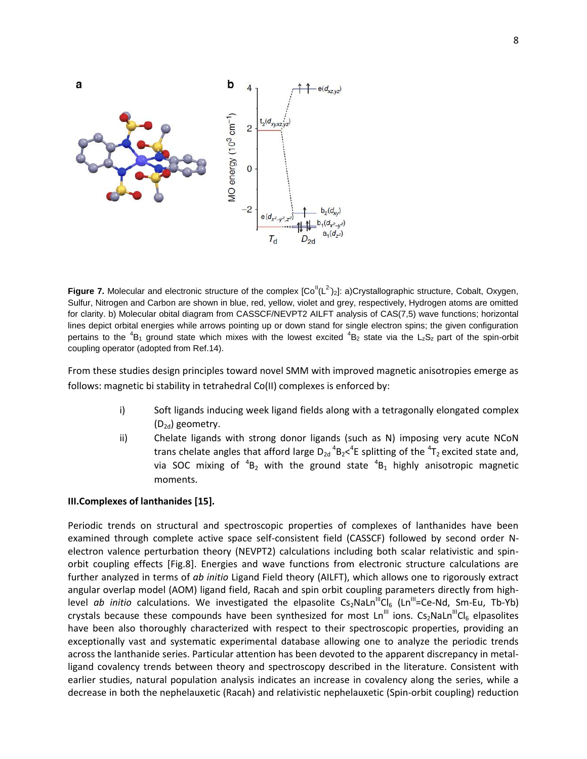**Figure 7.** Molecular and electronic structure of the complex $[Co^{II}(L^{2-})_2]$: a)Crystallographic structure, Cobalt, Oxygen, Sulfur, Nitrogen and Carbon are shown in blue, red, yellow, violet and grey, respectively, Hydrogen atoms are omitted for clarity. b) Molecular obital diagram from CASSCF/NEVPT2 AILFT analysis of CAS(7,5) wave functions; horizontal lines depict orbital energies while arrows pointing up or down stand for single electron spins; the given configuration pertains to the $^4B_1$ ground state which mixes with the lowest excited $^4B_2$ state via the $L_zS_z$ part of the spin-orbit coupling operator (adopted from Ref.14).

From these studies design principles toward novel SMM with improved magnetic anisotropies emerge as follows: magnetic bi stability in tetrahedral Co(II) complexes is enforced by:

i) Soft ligands inducing week ligand fields along with a tetragonally elongated complex ($D_{2d}$) geometry.

ii) Chelate ligands with strong donor ligands (such as N) imposing very acute NCoN trans chelate angles that afford large $D_{2d}$ $^4B_2$<$^4E$ splitting of the $^4T_2$ excited state and, via SOC mixing of $^4B_2$ with the ground state $^4B_1$ highly anisotropic magnetic moments.

**III.Complexes of lanthanides [15].**

Periodic trends on structural and spectroscopic properties of complexes of lanthanides have been examined through complete active space self-consistent field (CASSCF) followed by second order N-electron valence perturbation theory (NEVPT2) calculations including both scalar relativistic and spin-orbit coupling effects [Fig.8]. Energies and wave functions from electronic structure calculations are further analyzed in terms of *ab initio* Ligand Field theory (AILFT), which allows one to rigorously extract angular overlap model (AOM) ligand field, Racah and spin orbit coupling parameters directly from high-level *ab initio* calculations. We investigated the elpasolite $Cs_2NaLn^{III}Cl_6$ ($Ln^{III}$=Ce-Nd, Sm-Eu, Tb-Yb) crystals because these compounds have been synthesized for most $Ln^{III}$ ions. $Cs_2NaLn^{III}Cl_6$ elpasolites have been also thoroughly characterized with respect to their spectroscopic properties, providing an exceptionally vast and systematic experimental database allowing one to analyze the periodic trends across the lanthanide series. Particular attention has been devoted to the apparent discrepancy in metal-ligand covalency trends between theory and spectroscopy described in the literature. Consistent with earlier studies, natural population analysis indicates an increase in covalency along the series, while a decrease in both the nephelauxetic (Racah) and relativistic nephelauxetic (Spin-orbit coupling) reduction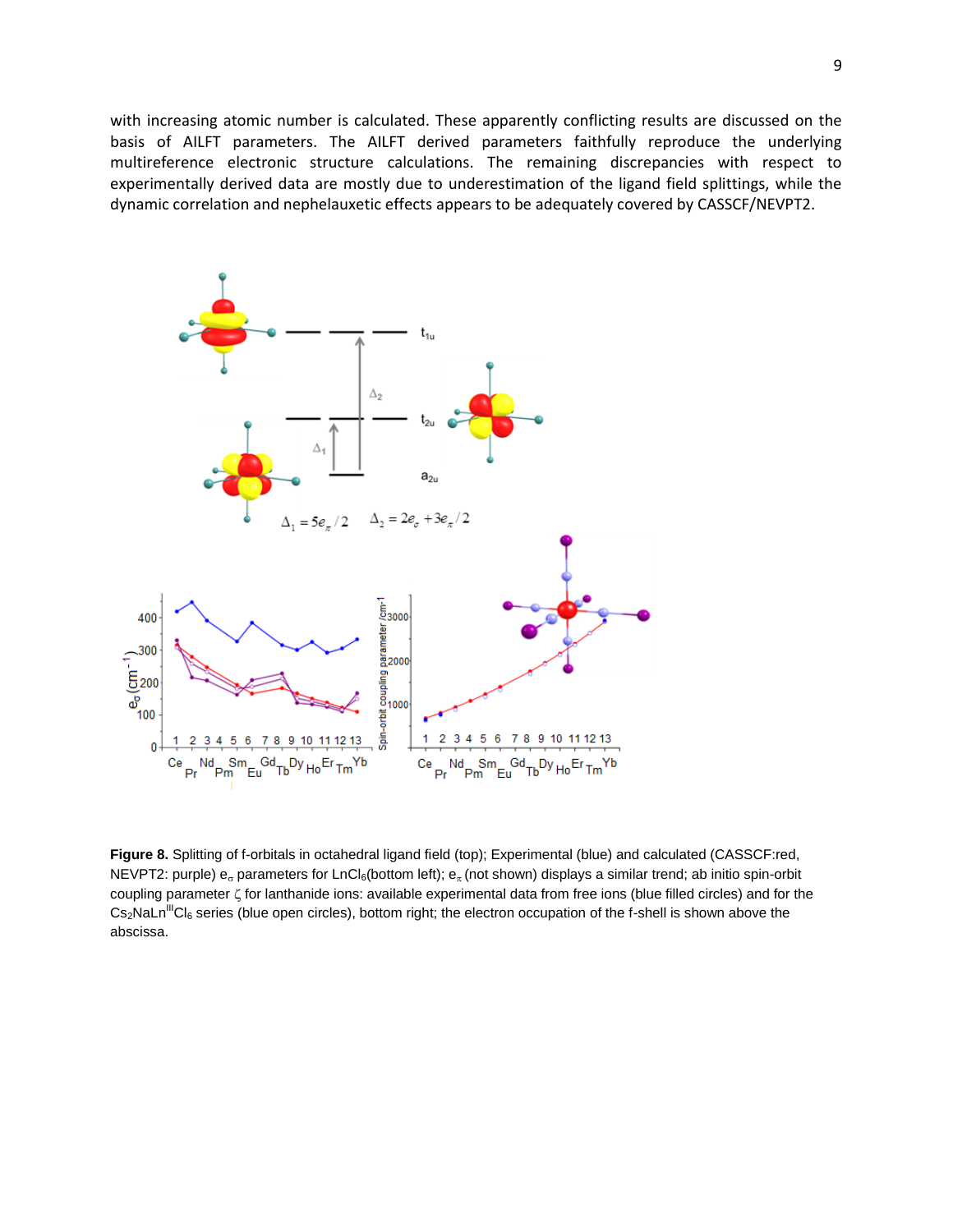with increasing atomic number is calculated. These apparently conflicting results are discussed on the basis of AILFT parameters. The AILFT derived parameters faithfully reproduce the underlying multireference electronic structure calculations. The remaining discrepancies with respect to experimentally derived data are mostly due to underestimation of the ligand field splittings, while the dynamic correlation and nephelauxetic effects appears to be adequately covered by CASSCF/NEVPT2.

**Figure 8.** Splitting of f-orbitals in octahedral ligand field (top); Experimental (blue) and calculated (CASSCF:red, NEVPT2: purple) $e_\sigma$ parameters for $LnCl_6$(bottom left); $e_\pi$ (not shown) displays a similar trend; ab initio spin-orbit coupling parameter $\zeta$ for lanthanide ions: available experimental data from free ions (blue filled circles) and for the $Cs_2NaLn^{III}Cl_6$ series (blue open circles), bottom right; the electron occupation of the f-shell is shown above the abscissa.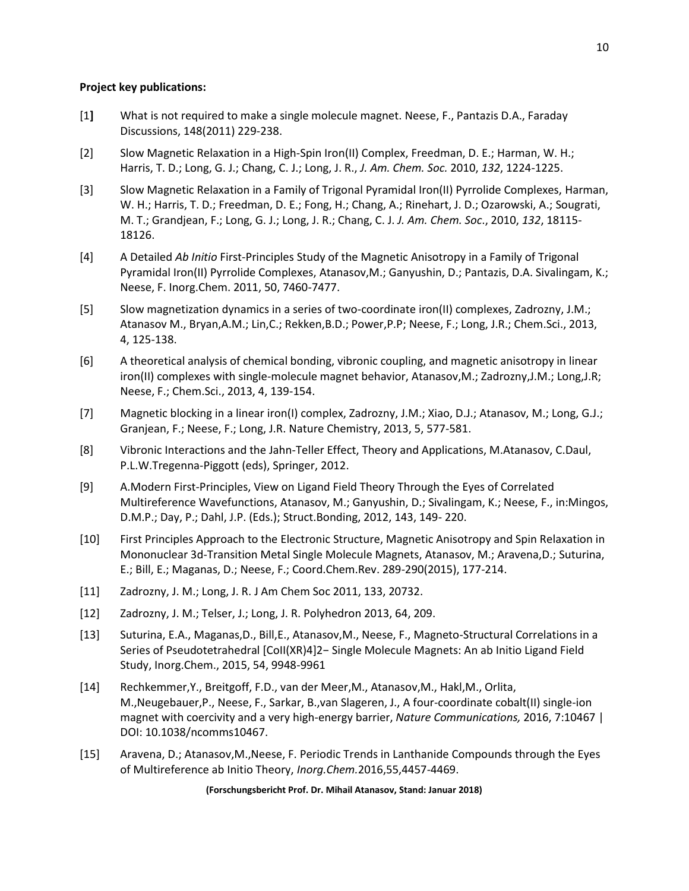**Project key publications:**

[1] What is not required to make a single molecule magnet. Neese, F., Pantazis D.A., Faraday Discussions, 148(2011) 229-238.

[2] Slow Magnetic Relaxation in a High-Spin Iron(II) Complex, Freedman, D. E.; Harman, W. H.; Harris, T. D.; Long, G. J.; Chang, C. J.; Long, J. R., *J. Am. Chem. Soc.* 2010, *132*, 1224-1225.

[3] Slow Magnetic Relaxation in a Family of Trigonal Pyramidal Iron(II) Pyrrolide Complexes, Harman, W. H.; Harris, T. D.; Freedman, D. E.; Fong, H.; Chang, A.; Rinehart, J. D.; Ozarowski, A.; Sougrati, M. T.; Grandjean, F.; Long, G. J.; Long, J. R.; Chang, C. J. *J. Am. Chem. Soc*., 2010, *132*, 18115-18126.

[4] A Detailed *Ab Initio* First-Principles Study of the Magnetic Anisotropy in a Family of Trigonal Pyramidal Iron(II) Pyrrolide Complexes, Atanasov,M.; Ganyushin, D.; Pantazis, D.A. Sivalingam, K.; Neese, F. Inorg.Chem. 2011, 50, 7460-7477.

[5] Slow magnetization dynamics in a series of two-coordinate iron(II) complexes, Zadrozny, J.M.; Atanasov M., Bryan,A.M.; Lin,C.; Rekken,B.D.; Power,P.P; Neese, F.; Long, J.R.; Chem.Sci., 2013, 4, 125-138.

[6] A theoretical analysis of chemical bonding, vibronic coupling, and magnetic anisotropy in linear iron(II) complexes with single-molecule magnet behavior, Atanasov,M.; Zadrozny,J.M.; Long,J.R; Neese, F.; Chem.Sci., 2013, 4, 139-154.

[7] Magnetic blocking in a linear iron(I) complex, Zadrozny, J.M.; Xiao, D.J.; Atanasov, M.; Long, G.J.; Granjean, F.; Neese, F.; Long, J.R. Nature Chemistry, 2013, 5, 577-581.

[8] Vibronic Interactions and the Jahn-Teller Effect, Theory and Applications, M.Atanasov, C.Daul, P.L.W.Tregenna-Piggott (eds), Springer, 2012.

[9] A.Modern First-Principles, View on Ligand Field Theory Through the Eyes of Correlated Multireference Wavefunctions, Atanasov, M.; Ganyushin, D.; Sivalingam, K.; Neese, F., in:Mingos, D.M.P.; Day, P.; Dahl, J.P. (Eds.); Struct.Bonding, 2012, 143, 149- 220.

[10] First Principles Approach to the Electronic Structure, Magnetic Anisotropy and Spin Relaxation in Mononuclear 3d-Transition Metal Single Molecule Magnets, Atanasov, M.; Aravena,D.; Suturina, E.; Bill, E.; Maganas, D.; Neese, F.; Coord.Chem.Rev. 289-290(2015), 177-214.

[11] Zadrozny, J. M.; Long, J. R. J Am Chem Soc 2011, 133, 20732.

[12] Zadrozny, J. M.; Telser, J.; Long, J. R. Polyhedron 2013, 64, 209.

[13] Suturina, E.A., Maganas,D., Bill,E., Atanasov,M., Neese, F., Magneto-Structural Correlations in a Series of Pseudotetrahedral [CoII(XR)4]2− Single Molecule Magnets: An ab Initio Ligand Field Study, Inorg.Chem., 2015, 54, 9948-9961

[14] Rechkemmer,Y., Breitgoff, F.D., van der Meer,M., Atanasov,M., Hakl,M., Orlita, M.,Neugebauer,P., Neese, F., Sarkar, B.,van Slageren, J., A four-coordinate cobalt(II) single-ion magnet with coercivity and a very high-energy barrier, *Nature Communications,* 2016, 7:10467 | DOI: 10.1038/ncomms10467.

[15] Aravena, D.; Atanasov,M.,Neese, F. Periodic Trends in Lanthanide Compounds through the Eyes of Multireference ab Initio Theory, *Inorg.Chem.*2016,55,4457-4469.

**(Forschungsbericht Prof. Dr. Mihail Atanasov, Stand: Januar 2018)**